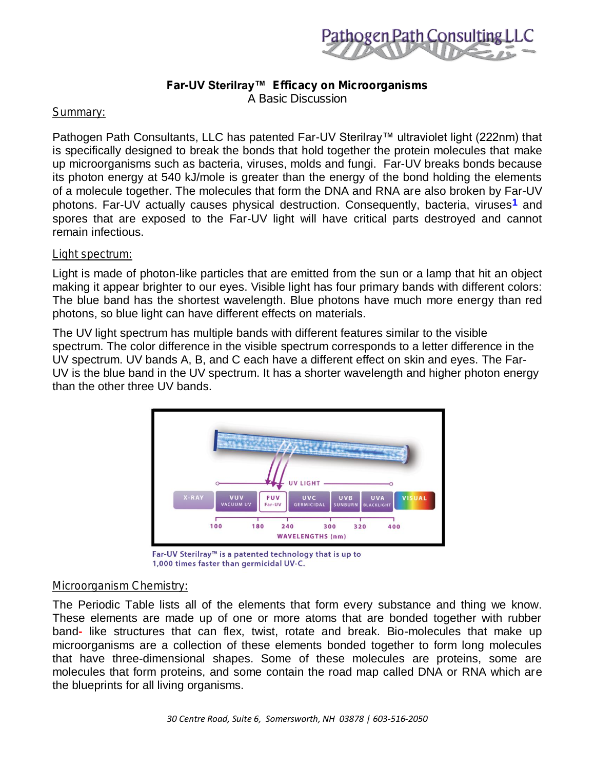Pathogen Path Consulting LLC

# Far-UV Sterilray™ Efficacy on Microorganisms

A Basic Discussion

## Summary:

Pathogen Path Consultants, LLC has patented Far-UV Sterilray™ ultraviolet light (222nm) that is specifically designed to break the bonds that hold together the protein molecules that make up microorganisms such as bacteria, viruses, molds and fungi. Far-UV breaks bonds because its photon energy at 540 kJ/mole is greater than the energy of the bond holding the elements of a molecule together. The molecules that form the DNA and RNA are also broken by Far-UV photons. Far-UV actually causes physical destruction. Consequently, bacteria, viruses[1] and spores that are exposed to the Far-UV light will have critical parts destroyed and cannot remain infectious.

## Light spectrum:

Light is made of photon-like particles that are emitted from the sun or a lamp that hit an object making it appear brighter to our eyes. Visible light has four primary bands with different colors: The blue band has the shortest wavelength. Blue photons have much more energy than red photons, so blue light can have different effects on materials.

The UV light spectrum has multiple bands with different features similar to the visible spectrum. The color difference in the visible spectrum corresponds to a letter difference in the UV spectrum. UV bands A, B, and C each have a different effect on skin and eyes. The Far-UV is the blue band in the UV spectrum. It has a shorter wavelength and higher photon energy than the other three UV bands.

UV LIGHT

X-RAY | VUV VACUUM UV | FUV Far-UV | UVC GERMICIDAL | UVB SUNBURN | UVA BLACKLIGHT | VISUAL

100 | 180 | 240 | 300 | 320 | 400

WAVELENGTHS (nm)

Far-UV Sterilray™ is a patented technology that is up to 1,000 times faster than germicidal UV-C.

## Microorganism Chemistry:

The Periodic Table lists all of the elements that form every substance and thing we know. These elements are made up of one or more atoms that are bonded together with rubber band- like structures that can flex, twist, rotate and break. Bio-molecules that make up microorganisms are a collection of these elements bonded together to form long molecules that have three-dimensional shapes. Some of these molecules are proteins, some are molecules that form proteins, and some contain the road map called DNA or RNA which are the blueprints for all living organisms.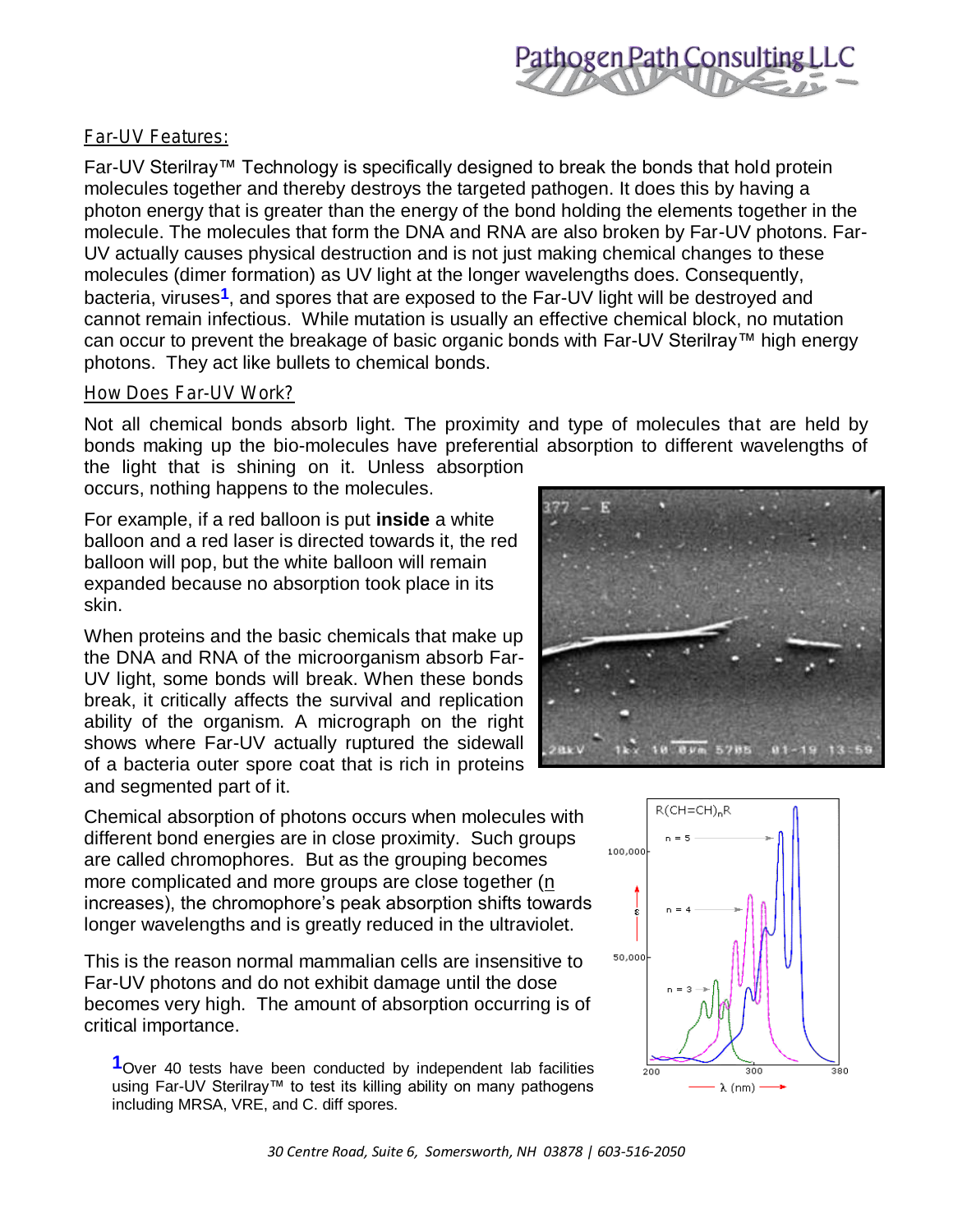## Far-UV Features:

Far-UV Sterilray™ Technology is specifically designed to break the bonds that hold protein molecules together and thereby destroys the targeted pathogen. It does this by having a photon energy that is greater than the energy of the bond holding the elements together in the molecule. The molecules that form the DNA and RNA are also broken by Far-UV photons. Far-UV actually causes physical destruction and is not just making chemical changes to these molecules (dimer formation) as UV light at the longer wavelengths does. Consequently, bacteria, viruses[1], and spores that are exposed to the Far-UV light will be destroyed and cannot remain infectious. While mutation is usually an effective chemical block, no mutation can occur to prevent the breakage of basic organic bonds with Far-UV Sterilray™ high energy photons. They act like bullets to chemical bonds.

## How Does Far-UV Work?

Not all chemical bonds absorb light. The proximity and type of molecules that are held by bonds making up the bio-molecules have preferential absorption to different wavelengths of the light that is shining on it. Unless absorption occurs, nothing happens to the molecules.

For example, if a red balloon is put **inside** a white balloon and a red laser is directed towards it, the red balloon will pop, but the white balloon will remain expanded because no absorption took place in its skin.

When proteins and the basic chemicals that make up the DNA and RNA of the microorganism absorb Far-UV light, some bonds will break. When these bonds break, it critically affects the survival and replication ability of the organism. A micrograph on the right shows where Far-UV actually ruptured the sidewall of a bacteria outer spore coat that is rich in proteins and segmented part of it.

377 – E

28kV 1kx 10.0µm 5705 01-19 13:59

Chemical absorption of photons occurs when molecules with different bond energies are in close proximity. Such groups are called chromophores. But as the grouping becomes more complicated and more groups are close together (n increases), the chromophore's peak absorption shifts towards longer wavelengths and is greatly reduced in the ultraviolet.

$R(CH{=}CH)_nR$

n = 5

n = 4

n = 3

100,000

50,000

ε

200

300

380

λ (nm)

This is the reason normal mammalian cells are insensitive to Far-UV photons and do not exhibit damage until the dose becomes very high. The amount of absorption occurring is of critical importance.

[1] Over 40 tests have been conducted by independent lab facilities using Far-UV Sterilray™ to test its killing ability on many pathogens including MRSA, VRE, and C. diff spores.